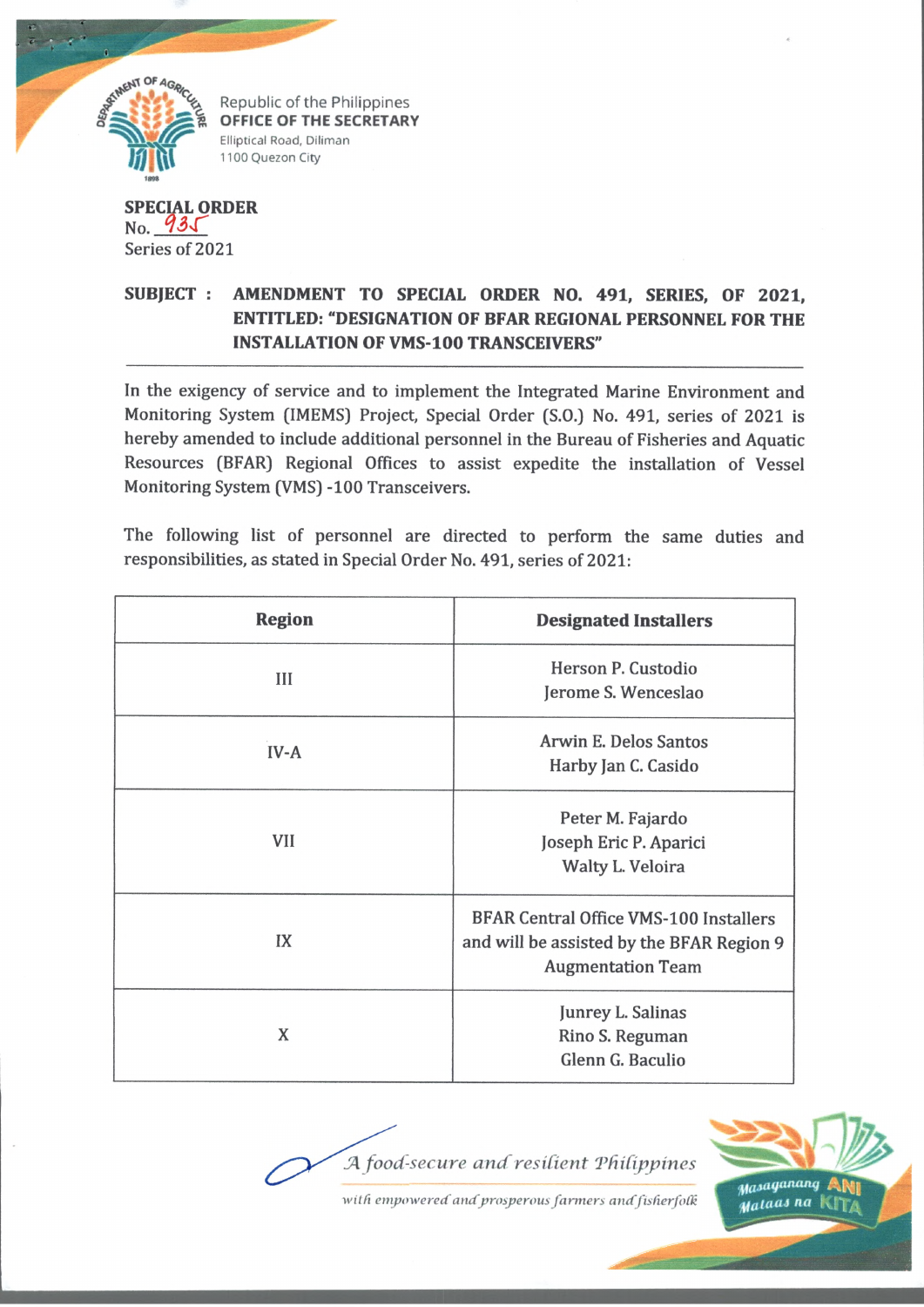Republic of the Philippines
**OFFICE OF THE SECRETARY**
Elliptical Road, Diliman
1100 Quezon City

**SPECIAL ORDER**
No. 935
Series of 2021

**SUBJECT : AMENDMENT TO SPECIAL ORDER NO. 491, SERIES, OF 2021, ENTITLED: "DESIGNATION OF BFAR REGIONAL PERSONNEL FOR THE INSTALLATION OF VMS-100 TRANSCEIVERS"**

---

In the exigency of service and to implement the Integrated Marine Environment and Monitoring System (IMEMS) Project, Special Order (S.O.) No. 491, series of 2021 is hereby amended to include additional personnel in the Bureau of Fisheries and Aquatic Resources (BFAR) Regional Offices to assist expedite the installation of Vessel Monitoring System (VMS) -100 Transceivers.

The following list of personnel are directed to perform the same duties and responsibilities, as stated in Special Order No. 491, series of 2021:

| Region | Designated Installers |
|---|---|
| III | Herson P. Custodio<br>Jerome S. Wenceslao |
| IV-A | Arwin E. Delos Santos<br>Harby Jan C. Casido |
| VII | Peter M. Fajardo<br>Joseph Eric P. Aparici<br>Walty L. Veloira |
| IX | BFAR Central Office VMS-100 Installers and will be assisted by the BFAR Region 9 Augmentation Team |
| X | Junrey L. Salinas<br>Rino S. Reguman<br>Glenn G. Baculio |

*A food-secure and resilient Philippines*
*with empowered and prosperous farmers and fisherfolk*

Masaganang ANI Mataas na KITA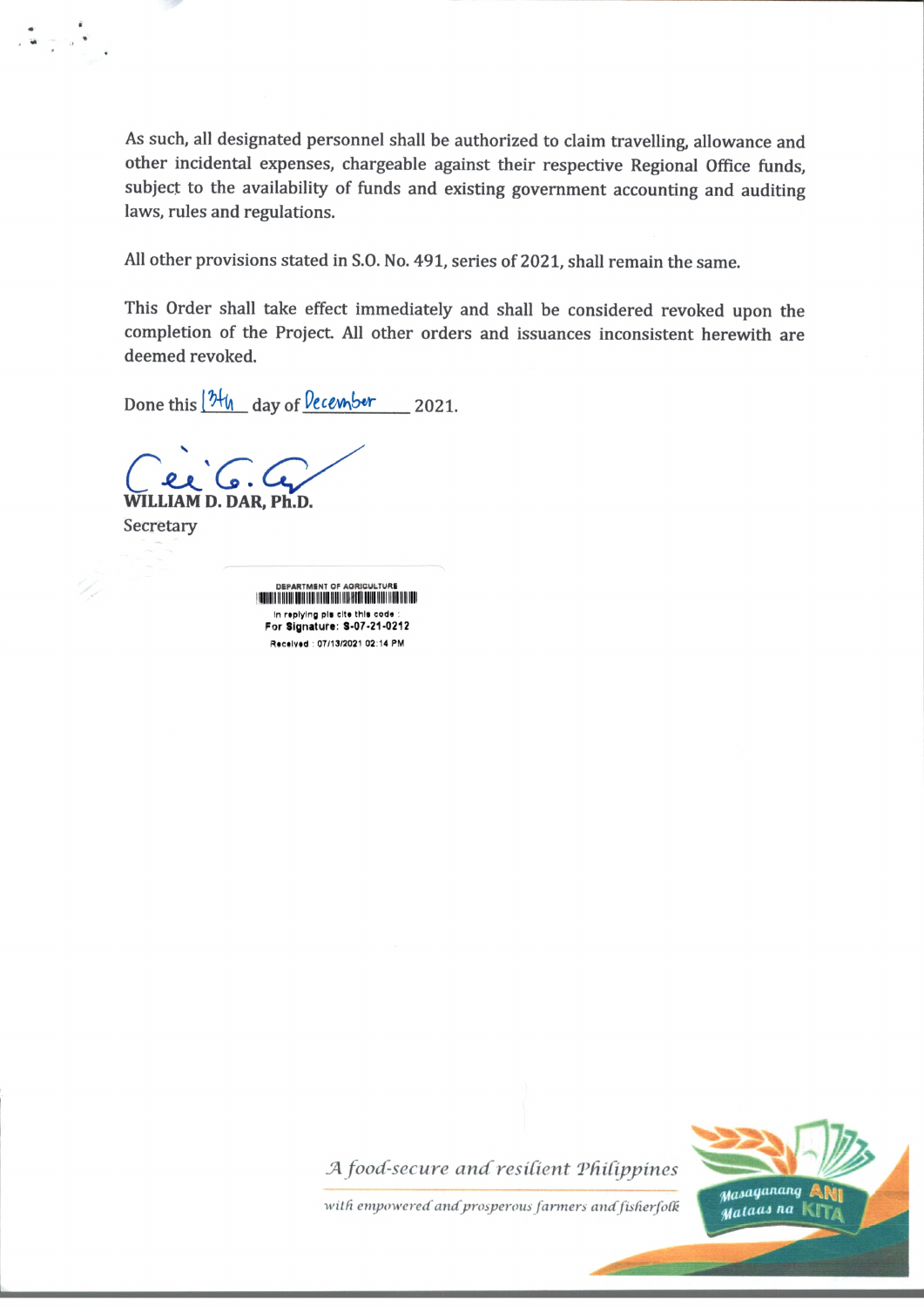As such, all designated personnel shall be authorized to claim travelling, allowance and other incidental expenses, chargeable against their respective Regional Office funds, subject to the availability of funds and existing government accounting and auditing laws, rules and regulations.

All other provisions stated in S.O. No. 491, series of 2021, shall remain the same.

This Order shall take effect immediately and shall be considered revoked upon the completion of the Project. All other orders and issuances inconsistent herewith are deemed revoked.

Done this 13th day of December 2021.

**WILLIAM D. DAR, Ph.D.**
Secretary

DEPARTMENT OF AGRICULTURE
In replying pls cite this code :
For Signature: S-07-21-0212
Received : 07/13/2021 02:14 PM